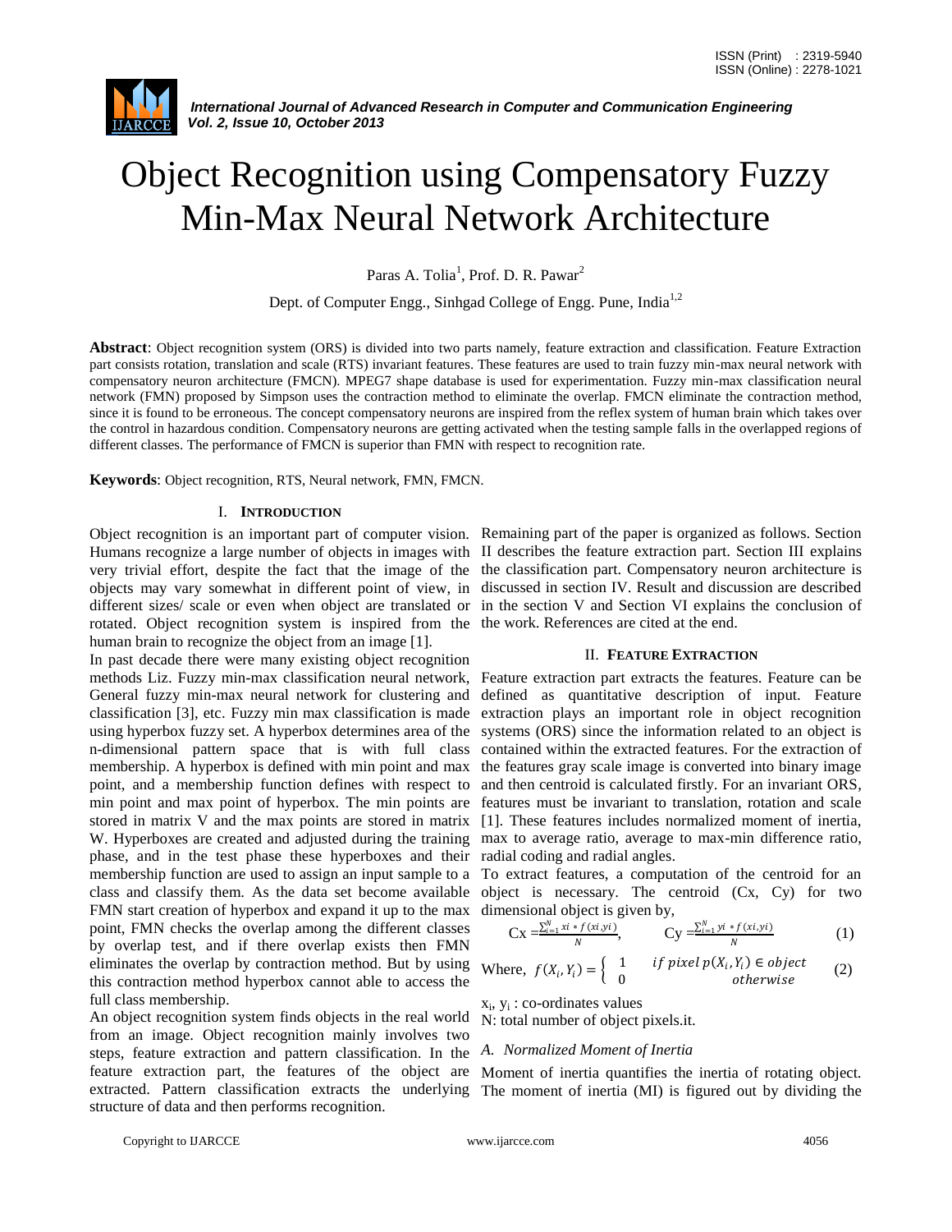# Object Recognition using Compensatory Fuzzy Min-Max Neural Network Architecture

Paras A. Tolia[1], Prof. D. R. Pawar[2]

Dept. of Computer Engg., Sinhgad College of Engg. Pune, India[1,2]

**Abstract**: Object recognition system (ORS) is divided into two parts namely, feature extraction and classification. Feature Extraction part consists rotation, translation and scale (RTS) invariant features. These features are used to train fuzzy min-max neural network with compensatory neuron architecture (FMCN). MPEG7 shape database is used for experimentation. Fuzzy min-max classification neural network (FMN) proposed by Simpson uses the contraction method to eliminate the overlap. FMCN eliminate the contraction method, since it is found to be erroneous. The concept compensatory neurons are inspired from the reflex system of human brain which takes over the control in hazardous condition. Compensatory neurons are getting activated when the testing sample falls in the overlapped regions of different classes. The performance of FMCN is superior than FMN with respect to recognition rate.

**Keywords**: Object recognition, RTS, Neural network, FMN, FMCN.

## I. INTRODUCTION

Object recognition is an important part of computer vision. Humans recognize a large number of objects in images with very trivial effort, despite the fact that the image of the objects may vary somewhat in different point of view, in different sizes/ scale or even when object are translated or rotated. Object recognition system is inspired from the human brain to recognize the object from an image [1].

In past decade there were many existing object recognition methods Liz. Fuzzy min-max classification neural network, General fuzzy min-max neural network for clustering and classification [3], etc. Fuzzy min max classification is made using hyperbox fuzzy set. A hyperbox determines area of the n-dimensional pattern space that is with full class membership. A hyperbox is defined with min point and max point, and a membership function defines with respect to min point and max point of hyperbox. The min points are stored in matrix V and the max points are stored in matrix W. Hyperboxes are created and adjusted during the training phase, and in the test phase these hyperboxes and their membership function are used to assign an input sample to a class and classify them. As the data set become available FMN start creation of hyperbox and expand it up to the max point, FMN checks the overlap among the different classes by overlap test, and if there overlap exists then FMN eliminates the overlap by contraction method. But by using this contraction method hyperbox cannot able to access the full class membership.

An object recognition system finds objects in the real world from an image. Object recognition mainly involves two steps, feature extraction and pattern classification. In the feature extraction part, the features of the object are extracted. Pattern classification extracts the underlying structure of data and then performs recognition.

Remaining part of the paper is organized as follows. Section II describes the feature extraction part. Section III explains the classification part. Compensatory neuron architecture is discussed in section IV. Result and discussion are described in the section V and Section VI explains the conclusion of the work. References are cited at the end.

## II. FEATURE EXTRACTION

Feature extraction part extracts the features. Feature can be defined as quantitative description of input. Feature extraction plays an important role in object recognition systems (ORS) since the information related to an object is contained within the extracted features. For the extraction of the features gray scale image is converted into binary image and then centroid is calculated firstly. For an invariant ORS, features must be invariant to translation, rotation and scale [1]. These features includes normalized moment of inertia, max to average ratio, average to max-min difference ratio, radial coding and radial angles.

To extract features, a computation of the centroid for an object is necessary. The centroid (Cx, Cy) for two dimensional object is given by,

$$Cx = \frac{\sum_{i=1}^{N} xi * f(xi, yi)}{N}, \qquad Cy = \frac{\sum_{i=1}^{N} yi * f(xi, yi)}{N} \tag{1}$$

$$\text{Where, } f(X_i, Y_i) = \begin{cases} 1 & \text{if pixel } p(X_i, Y_i) \in object \\ 0 & otherwise \end{cases} \tag{2}$$

$x_i$, $y_i$ : co-ordinates values

N: total number of object pixels.it.

### A. Normalized Moment of Inertia

Moment of inertia quantifies the inertia of rotating object. The moment of inertia (MI) is figured out by dividing the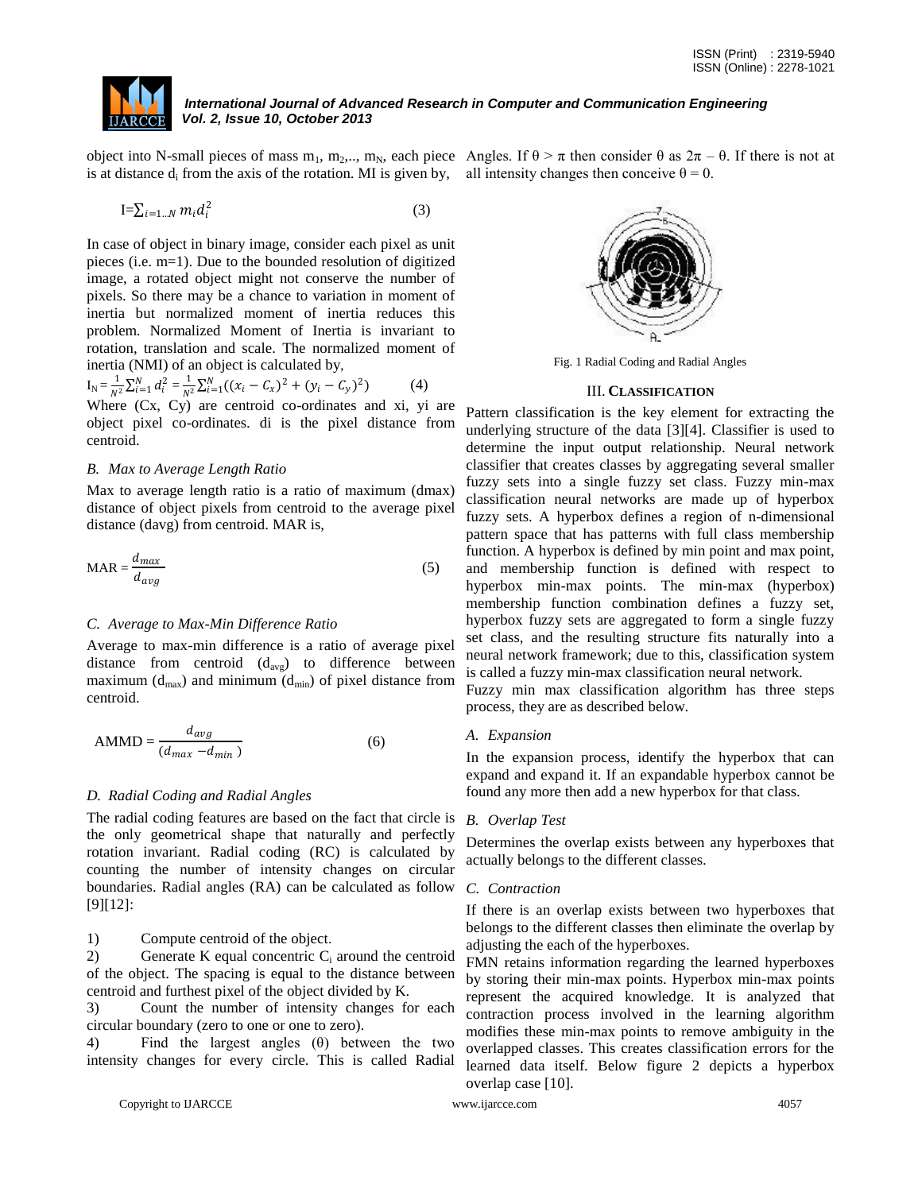object into N-small pieces of mass $m_1, m_2, .., m_N$, each piece is at distance $d_i$ from the axis of the rotation. MI is given by,

$$I = \sum_{i=1...N} m_i d_i^2 \quad (3)$$

In case of object in binary image, consider each pixel as unit pieces (i.e. m=1). Due to the bounded resolution of digitized image, a rotated object might not conserve the number of pixels. So there may be a chance to variation in moment of inertia but normalized moment of inertia reduces this problem. Normalized Moment of Inertia is invariant to rotation, translation and scale. The normalized moment of inertia (NMI) of an object is calculated by,

$$I_N = \frac{1}{N^2}\sum_{i=1}^{N} d_i^2 = \frac{1}{N^2}\sum_{i=1}^{N}((x_i - C_x)^2 + (y_i - C_y)^2) \quad (4)$$

Where (Cx, Cy) are centroid co-ordinates and xi, yi are object pixel co-ordinates. di is the pixel distance from centroid.

### *B. Max to Average Length Ratio*

Max to average length ratio is a ratio of maximum (dmax) distance of object pixels from centroid to the average pixel distance (davg) from centroid. MAR is,

$$MAR = \frac{d_{max}}{d_{avg}} \quad (5)$$

### *C. Average to Max-Min Difference Ratio*

Average to max-min difference is a ratio of average pixel distance from centroid ($d_{avg}$) to difference between maximum ($d_{max}$) and minimum ($d_{min}$) of pixel distance from centroid.

$$AMMD = \frac{d_{avg}}{(d_{max} - d_{min})} \quad (6)$$

### *D. Radial Coding and Radial Angles*

The radial coding features are based on the fact that circle is the only geometrical shape that naturally and perfectly rotation invariant. Radial coding (RC) is calculated by counting the number of intensity changes on circular boundaries. Radial angles (RA) can be calculated as follow [9][12]:

1) Compute centroid of the object.
2) Generate K equal concentric $C_i$ around the centroid of the object. The spacing is equal to the distance between centroid and furthest pixel of the object divided by K.
3) Count the number of intensity changes for each circular boundary (zero to one or one to zero).
4) Find the largest angles (θ) between the two intensity changes for every circle. This is called Radial Angles. If $\theta > \pi$ then consider θ as $2\pi - \theta$. If there is not at all intensity changes then conceive $\theta = 0$.

Fig. 1 Radial Coding and Radial Angles

## III. Classification

Pattern classification is the key element for extracting the underlying structure of the data [3][4]. Classifier is used to determine the input output relationship. Neural network classifier that creates classes by aggregating several smaller fuzzy sets into a single fuzzy set class. Fuzzy min-max classification neural networks are made up of hyperbox fuzzy sets. A hyperbox defines a region of n-dimensional pattern space that has patterns with full class membership function. A hyperbox is defined by min point and max point, and membership function is defined with respect to hyperbox min-max points. The min-max (hyperbox) membership function combination defines a fuzzy set, hyperbox fuzzy sets are aggregated to form a single fuzzy set class, and the resulting structure fits naturally into a neural network framework; due to this, classification system is called a fuzzy min-max classification neural network.

Fuzzy min max classification algorithm has three steps process, they are as described below.

### *A. Expansion*

In the expansion process, identify the hyperbox that can expand and expand it. If an expandable hyperbox cannot be found any more then add a new hyperbox for that class.

### *B. Overlap Test*

Determines the overlap exists between any hyperboxes that actually belongs to the different classes.

### *C. Contraction*

If there is an overlap exists between two hyperboxes that belongs to the different classes then eliminate the overlap by adjusting the each of the hyperboxes.

FMN retains information regarding the learned hyperboxes by storing their min-max points. Hyperbox min-max points represent the acquired knowledge. It is analyzed that contraction process involved in the learning algorithm modifies these min-max points to remove ambiguity in the overlapped classes. This creates classification errors for the learned data itself. Below figure 2 depicts a hyperbox overlap case [10].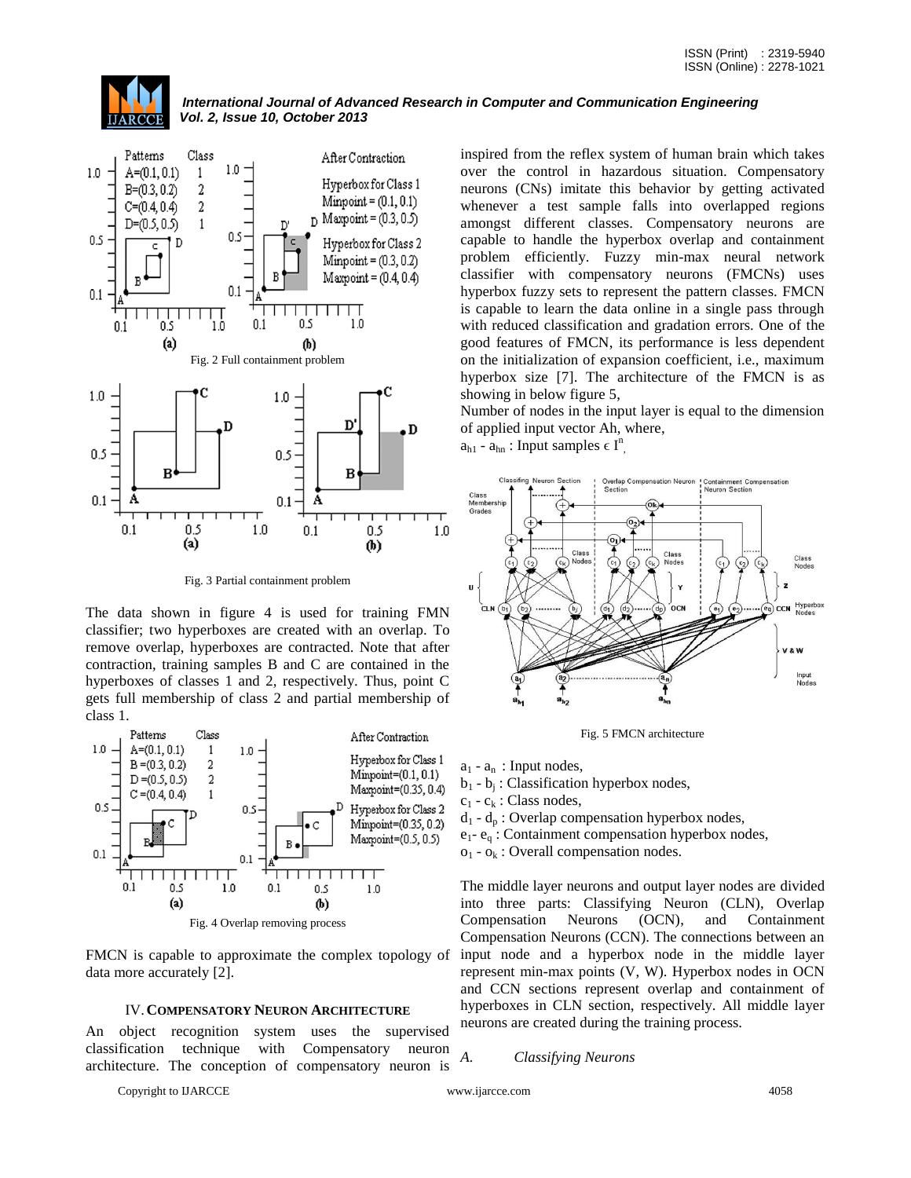Fig. 2 Full containment problem

Fig. 3 Partial containment problem

The data shown in figure 4 is used for training FMN classifier; two hyperboxes are created with an overlap. To remove overlap, hyperboxes are contracted. Note that after contraction, training samples B and C are contained in the hyperboxes of classes 1 and 2, respectively. Thus, point C gets full membership of class 2 and partial membership of class 1.

Fig. 4 Overlap removing process

FMCN is capable to approximate the complex topology of data more accurately [2].

## IV. COMPENSATORY NEURON ARCHITECTURE

An object recognition system uses the supervised classification technique with Compensatory neuron architecture. The conception of compensatory neuron is inspired from the reflex system of human brain which takes over the control in hazardous situation. Compensatory neurons (CNs) imitate this behavior by getting activated whenever a test sample falls into overlapped regions amongst different classes. Compensatory neurons are capable to handle the hyperbox overlap and containment problem efficiently. Fuzzy min-max neural network classifier with compensatory neurons (FMCNs) uses hyperbox fuzzy sets to represent the pattern classes. FMCN is capable to learn the data online in a single pass through with reduced classification and gradation errors. One of the good features of FMCN, its performance is less dependent on the initialization of expansion coefficient, i.e., maximum hyperbox size [7]. The architecture of the FMCN is as showing in below figure 5,

Number of nodes in the input layer is equal to the dimension of applied input vector Ah, where,

$a_{h1}$ - $a_{hn}$ : Input samples $\epsilon$ $I^n$,

Fig. 5 FMCN architecture

$a_1$ - $a_n$ : Input nodes,

$b_1$ - $b_j$ : Classification hyperbox nodes,

$c_1$ - $c_k$ : Class nodes,

$d_1$ - $d_p$ : Overlap compensation hyperbox nodes,

$e_1$- $e_q$ : Containment compensation hyperbox nodes,

$o_1$ - $o_k$ : Overall compensation nodes.

The middle layer neurons and output layer nodes are divided into three parts: Classifying Neuron (CLN), Overlap Compensation Neurons (OCN), and Containment Compensation Neurons (CCN). The connections between an input node and a hyperbox node in the middle layer represent min-max points (V, W). Hyperbox nodes in OCN and CCN sections represent overlap and containment of hyperboxes in CLN section, respectively. All middle layer neurons are created during the training process.

### *A. Classifying Neurons*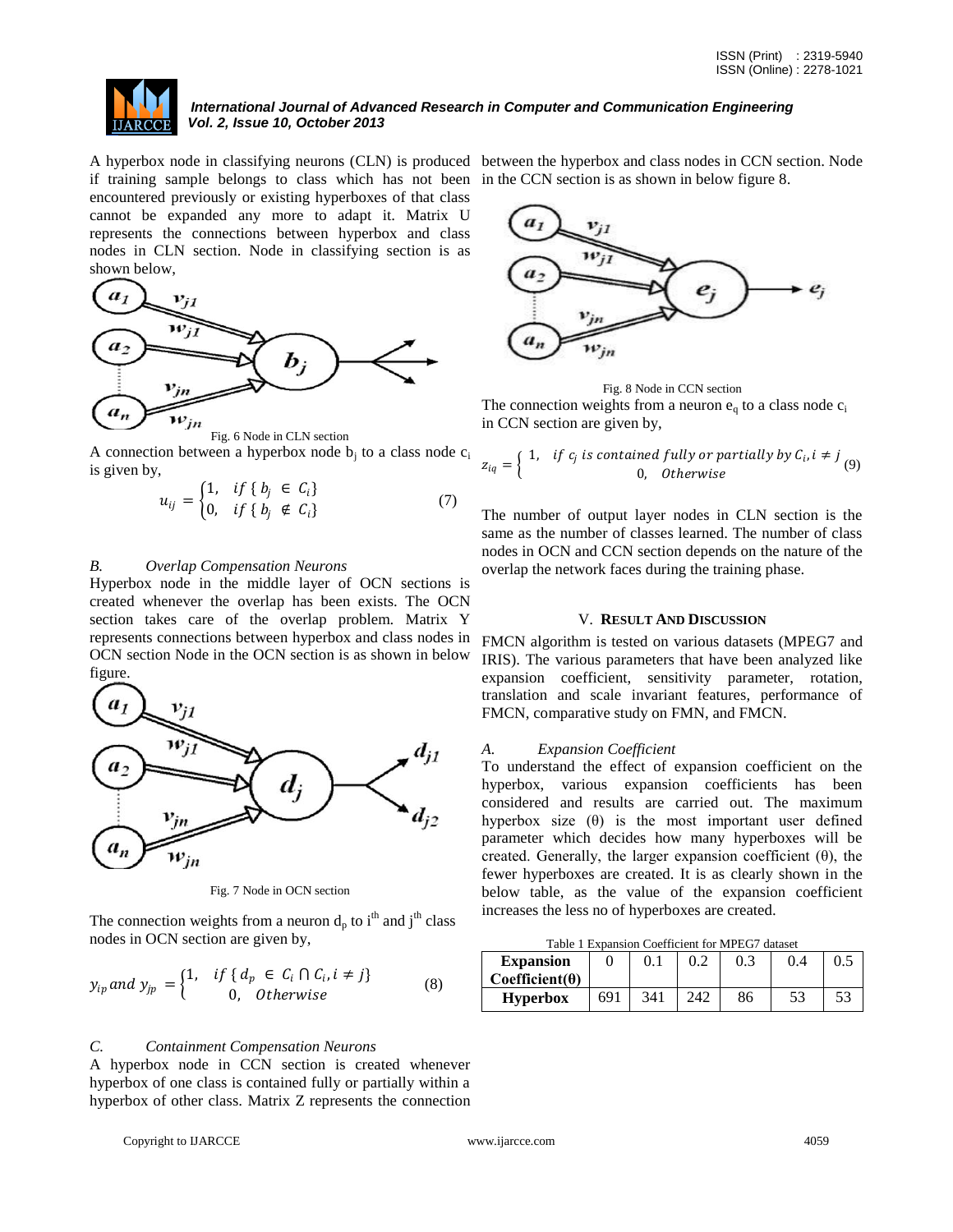A hyperbox node in classifying neurons (CLN) is produced if training sample belongs to class which has not been encountered previously or existing hyperboxes of that class cannot be expanded any more to adapt it. Matrix U represents the connections between hyperbox and class nodes in CLN section. Node in classifying section is as shown below,

Fig. 6 Node in CLN section

A connection between a hyperbox node $b_j$ to a class node $c_i$ is given by,

$$u_{ij} = \begin{cases} 1, & if \{ b_j \in C_i \} \\ 0, & if \{ b_j \notin C_i \} \end{cases} \quad (7)$$

*B. Overlap Compensation Neurons*

Hyperbox node in the middle layer of OCN sections is created whenever the overlap has been exists. The OCN section takes care of the overlap problem. Matrix Y represents connections between hyperbox and class nodes in OCN section Node in the OCN section is as shown in below figure.

Fig. 7 Node in OCN section

The connection weights from a neuron $d_p$ to $i^{th}$ and $j^{th}$ class nodes in OCN section are given by,

$$y_{ip} \, and \, y_{jp} = \begin{cases} 1, & if \{ d_p \in C_i \cap C_i, i \neq j \} \\ 0, & Otherwise \end{cases} \quad (8)$$

*C. Containment Compensation Neurons*

A hyperbox node in CCN section is created whenever hyperbox of one class is contained fully or partially within a hyperbox of other class. Matrix Z represents the connection between the hyperbox and class nodes in CCN section. Node in the CCN section is as shown in below figure 8.

Fig. 8 Node in CCN section

The connection weights from a neuron $e_q$ to a class node $c_i$ in CCN section are given by,

$$z_{iq} = \begin{cases} 1, & if \; c_j \; is \; contained \; fully \; or \; partially \; by \; C_i, i \neq j \\ 0, & Otherwise \end{cases} \quad (9)$$

The number of output layer nodes in CLN section is the same as the number of classes learned. The number of class nodes in OCN and CCN section depends on the nature of the overlap the network faces during the training phase.

## V. RESULT AND DISCUSSION

FMCN algorithm is tested on various datasets (MPEG7 and IRIS). The various parameters that have been analyzed like expansion coefficient, sensitivity parameter, rotation, translation and scale invariant features, performance of FMCN, comparative study on FMN, and FMCN.

*A. Expansion Coefficient*

To understand the effect of expansion coefficient on the hyperbox, various expansion coefficients has been considered and results are carried out. The maximum hyperbox size (θ) is the most important user defined parameter which decides how many hyperboxes will be created. Generally, the larger expansion coefficient (θ), the fewer hyperboxes are created. It is as clearly shown in the below table, as the value of the expansion coefficient increases the less no of hyperboxes are created.

Table 1 Expansion Coefficient for MPEG7 dataset

| **Expansion Coefficient(θ)** | 0 | 0.1 | 0.2 | 0.3 | 0.4 | 0.5 |
|---|---|---|---|---|---|---|
| **Hyperbox** | 691 | 341 | 242 | 86 | 53 | 53 |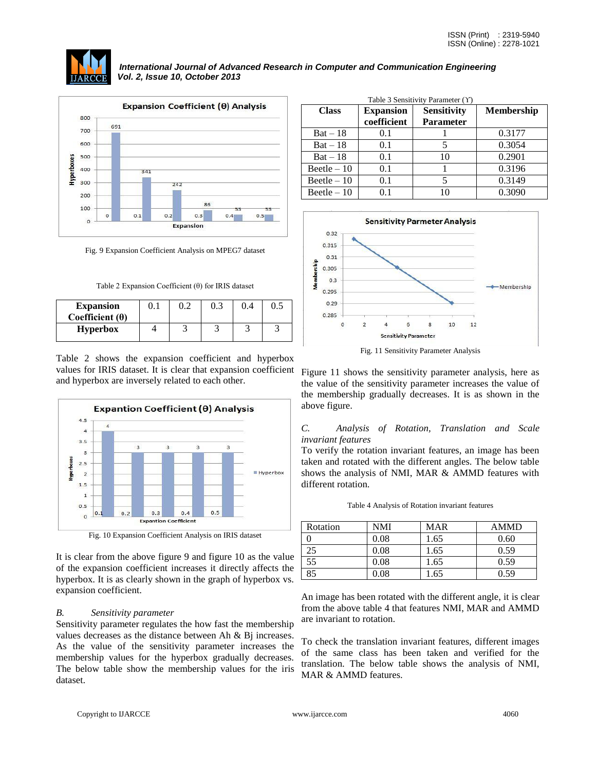Fig. 9 Expansion Coefficient Analysis on MPEG7 dataset

Table 2 Expansion Coefficient (θ) for IRIS dataset

| **Expansion Coefficient (θ)** | 0.1 | 0.2 | 0.3 | 0.4 | 0.5 |
|---|---|---|---|---|---|
| **Hyperbox** | 4 | 3 | 3 | 3 | 3 |

Table 2 shows the expansion coefficient and hyperbox values for IRIS dataset. It is clear that expansion coefficient and hyperbox are inversely related to each other.

Fig. 10 Expansion Coefficient Analysis on IRIS dataset

It is clear from the above figure 9 and figure 10 as the value of the expansion coefficient increases it directly affects the hyperbox. It is as clearly shown in the graph of hyperbox vs. expansion coefficient.

### *B. Sensitivity parameter*

Sensitivity parameter regulates the how fast the membership values decreases as the distance between Ah & Bj increases. As the value of the sensitivity parameter increases the membership values for the hyperbox gradually decreases. The below table show the membership values for the iris dataset.

Table 3 Sensitivity Parameter (ϒ)

| **Class** | **Expansion coefficient** | **Sensitivity Parameter** | **Membership** |
|---|---|---|---|
| Bat – 18 | 0.1 | 1 | 0.3177 |
| Bat – 18 | 0.1 | 5 | 0.3054 |
| Bat – 18 | 0.1 | 10 | 0.2901 |
| Beetle – 10 | 0.1 | 1 | 0.3196 |
| Beetle – 10 | 0.1 | 5 | 0.3149 |
| Beetle – 10 | 0.1 | 10 | 0.3090 |

Fig. 11 Sensitivity Parameter Analysis

Figure 11 shows the sensitivity parameter analysis, here as the value of the sensitivity parameter increases the value of the membership gradually decreases. It is as shown in the above figure.

### *C. Analysis of Rotation, Translation and Scale invariant features*

To verify the rotation invariant features, an image has been taken and rotated with the different angles. The below table shows the analysis of NMI, MAR & AMMD features with different rotation.

Table 4 Analysis of Rotation invariant features

| Rotation | NMI | MAR | AMMD |
|---|---|---|---|
| 0 | 0.08 | 1.65 | 0.60 |
| 25 | 0.08 | 1.65 | 0.59 |
| 55 | 0.08 | 1.65 | 0.59 |
| 85 | 0.08 | 1.65 | 0.59 |

An image has been rotated with the different angle, it is clear from the above table 4 that features NMI, MAR and AMMD are invariant to rotation.

To check the translation invariant features, different images of the same class has been taken and verified for the translation. The below table shows the analysis of NMI, MAR & AMMD features.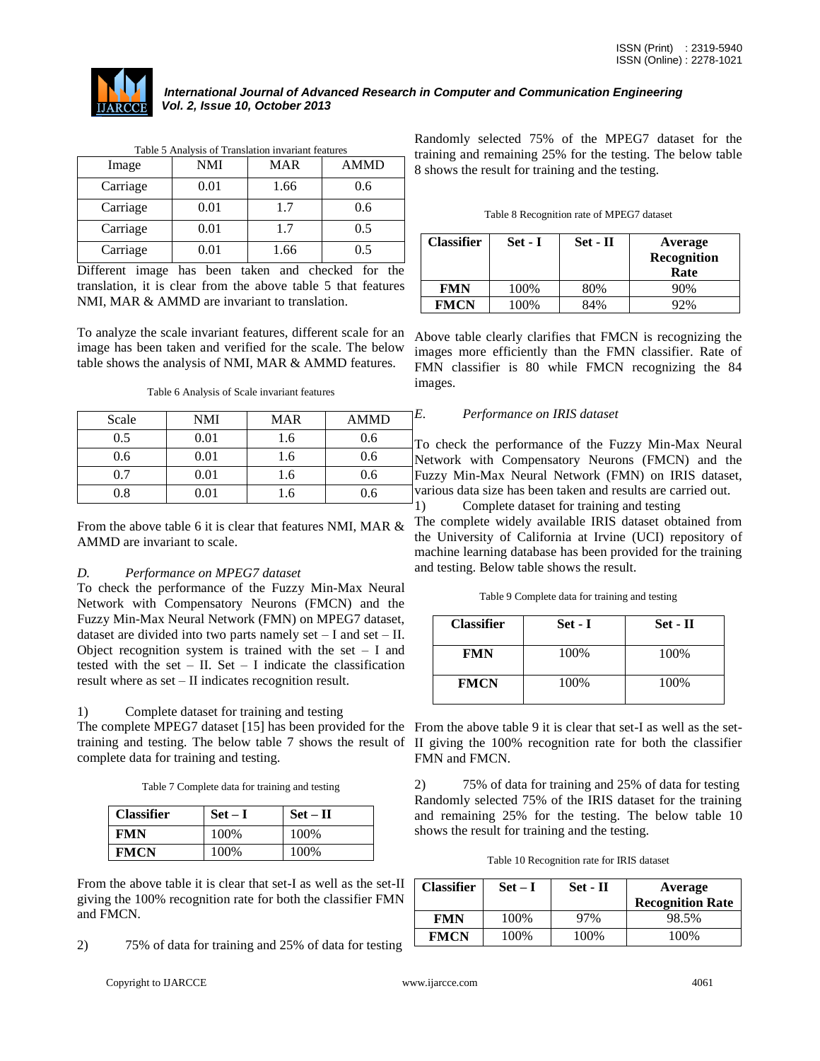Table 5 Analysis of Translation invariant features

| Image | NMI | MAR | AMMD |
|---|---|---|---|
| Carriage | 0.01 | 1.66 | 0.6 |
| Carriage | 0.01 | 1.7 | 0.6 |
| Carriage | 0.01 | 1.7 | 0.5 |
| Carriage | 0.01 | 1.66 | 0.5 |

Different image has been taken and checked for the translation, it is clear from the above table 5 that features NMI, MAR & AMMD are invariant to translation.

To analyze the scale invariant features, different scale for an image has been taken and verified for the scale. The below table shows the analysis of NMI, MAR & AMMD features.

Table 6 Analysis of Scale invariant features

| Scale | NMI | MAR | AMMD |
|---|---|---|---|
| 0.5 | 0.01 | 1.6 | 0.6 |
| 0.6 | 0.01 | 1.6 | 0.6 |
| 0.7 | 0.01 | 1.6 | 0.6 |
| 0.8 | 0.01 | 1.6 | 0.6 |

From the above table 6 it is clear that features NMI, MAR & AMMD are invariant to scale.

### *D. Performance on MPEG7 dataset*

To check the performance of the Fuzzy Min-Max Neural Network with Compensatory Neurons (FMCN) and the Fuzzy Min-Max Neural Network (FMN) on MPEG7 dataset, dataset are divided into two parts namely set – I and set – II. Object recognition system is trained with the set – I and tested with the set – II. Set – I indicate the classification result where as set – II indicates recognition result.

1) Complete dataset for training and testing

The complete MPEG7 dataset [15] has been provided for the training and testing. The below table 7 shows the result of complete data for training and testing.

Table 7 Complete data for training and testing

| Classifier | Set – I | Set – II |
|---|---|---|
| **FMN** | 100% | 100% |
| **FMCN** | 100% | 100% |

From the above table it is clear that set-I as well as the set-II giving the 100% recognition rate for both the classifier FMN and FMCN.

2) 75% of data for training and 25% of data for testing

Randomly selected 75% of the MPEG7 dataset for the training and remaining 25% for the testing. The below table 8 shows the result for training and the testing.

Table 8 Recognition rate of MPEG7 dataset

| Classifier | Set - I | Set - II | Average Recognition Rate |
|---|---|---|---|
| **FMN** | 100% | 80% | 90% |
| **FMCN** | 100% | 84% | 92% |

Above table clearly clarifies that FMCN is recognizing the images more efficiently than the FMN classifier. Rate of FMN classifier is 80 while FMCN recognizing the 84 images.

### *E. Performance on IRIS dataset*

To check the performance of the Fuzzy Min-Max Neural Network with Compensatory Neurons (FMCN) and the Fuzzy Min-Max Neural Network (FMN) on IRIS dataset, various data size has been taken and results are carried out.

1) Complete dataset for training and testing

The complete widely available IRIS dataset obtained from the University of California at Irvine (UCI) repository of machine learning database has been provided for the training and testing. Below table shows the result.

Table 9 Complete data for training and testing

| Classifier | Set - I | Set - II |
|---|---|---|
| **FMN** | 100% | 100% |
| **FMCN** | 100% | 100% |

From the above table 9 it is clear that set-I as well as the set-II giving the 100% recognition rate for both the classifier FMN and FMCN.

2) 75% of data for training and 25% of data for testing

Randomly selected 75% of the IRIS dataset for the training and remaining 25% for the testing. The below table 10 shows the result for training and the testing.

Table 10 Recognition rate for IRIS dataset

| Classifier | Set – I | Set - II | Average Recognition Rate |
|---|---|---|---|
| **FMN** | 100% | 97% | 98.5% |
| **FMCN** | 100% | 100% | 100% |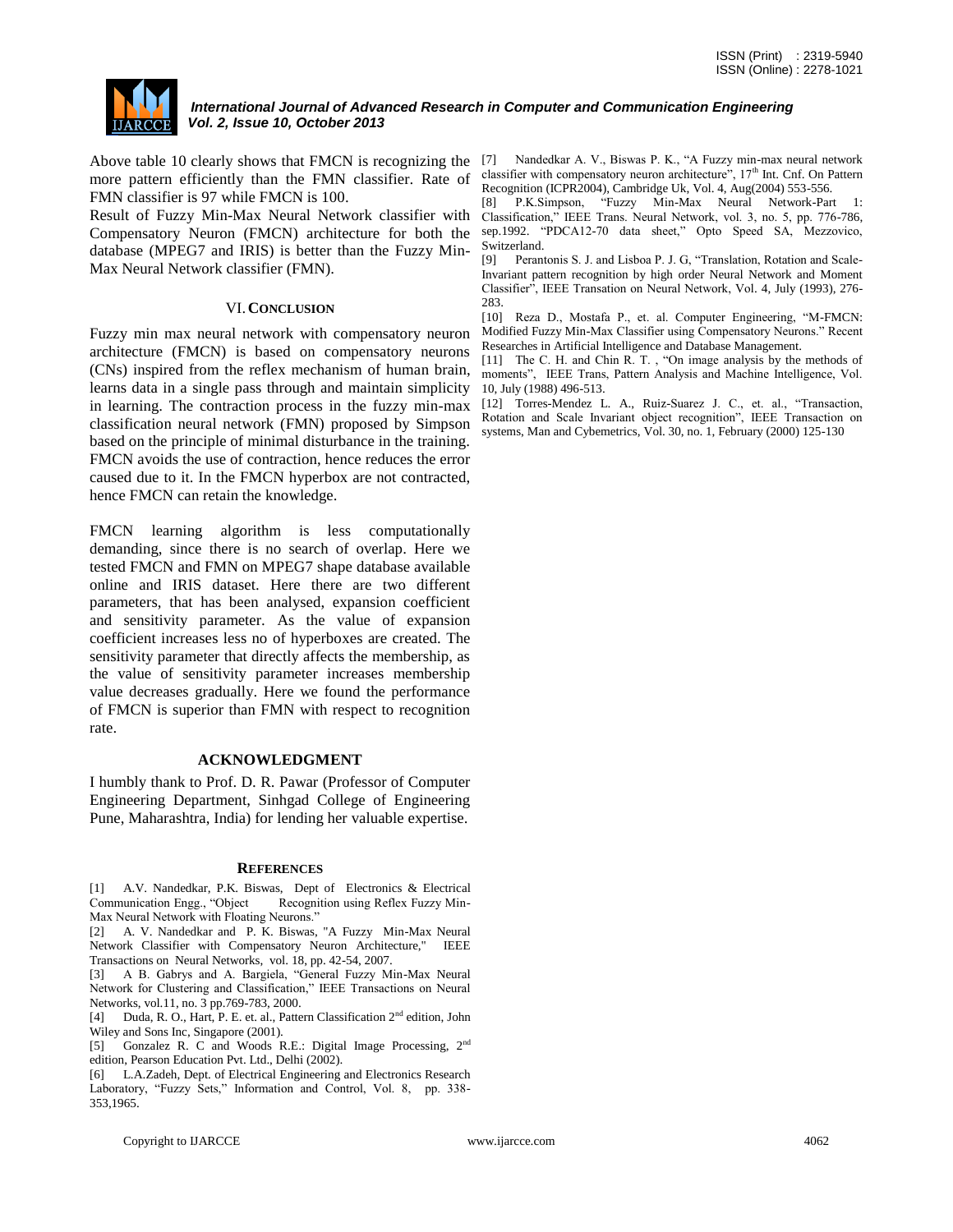Above table 10 clearly shows that FMCN is recognizing the more pattern efficiently than the FMN classifier. Rate of FMN classifier is 97 while FMCN is 100.

Result of Fuzzy Min-Max Neural Network classifier with Compensatory Neuron (FMCN) architecture for both the database (MPEG7 and IRIS) is better than the Fuzzy Min-Max Neural Network classifier (FMN).

## VI. CONCLUSION

Fuzzy min max neural network with compensatory neuron architecture (FMCN) is based on compensatory neurons (CNs) inspired from the reflex mechanism of human brain, learns data in a single pass through and maintain simplicity in learning. The contraction process in the fuzzy min-max classification neural network (FMN) proposed by Simpson based on the principle of minimal disturbance in the training. FMCN avoids the use of contraction, hence reduces the error caused due to it. In the FMCN hyperbox are not contracted, hence FMCN can retain the knowledge.

FMCN learning algorithm is less computationally demanding, since there is no search of overlap. Here we tested FMCN and FMN on MPEG7 shape database available online and IRIS dataset. Here there are two different parameters, that has been analysed, expansion coefficient and sensitivity parameter. As the value of expansion coefficient increases less no of hyperboxes are created. The sensitivity parameter that directly affects the membership, as the value of sensitivity parameter increases membership value decreases gradually. Here we found the performance of FMCN is superior than FMN with respect to recognition rate.

## ACKNOWLEDGMENT

I humbly thank to Prof. D. R. Pawar (Professor of Computer Engineering Department, Sinhgad College of Engineering Pune, Maharashtra, India) for lending her valuable expertise.

## REFERENCES

[1] A.V. Nandedkar, P.K. Biswas, Dept of Electronics & Electrical Communication Engg., "Object Recognition using Reflex Fuzzy Min-Max Neural Network with Floating Neurons."

[2] A. V. Nandedkar and P. K. Biswas, "A Fuzzy Min-Max Neural Network Classifier with Compensatory Neuron Architecture," IEEE Transactions on Neural Networks, vol. 18, pp. 42-54, 2007.

[3] A B. Gabrys and A. Bargiela, "General Fuzzy Min-Max Neural Network for Clustering and Classification," IEEE Transactions on Neural Networks, vol.11, no. 3 pp.769-783, 2000.

[4] Duda, R. O., Hart, P. E. et. al., Pattern Classification 2nd edition, John Wiley and Sons Inc, Singapore (2001).

[5] Gonzalez R. C and Woods R.E.: Digital Image Processing, 2nd edition, Pearson Education Pvt. Ltd., Delhi (2002).

[6] L.A.Zadeh, Dept. of Electrical Engineering and Electronics Research Laboratory, "Fuzzy Sets," Information and Control, Vol. 8, pp. 338-353,1965.

[7] Nandedkar A. V., Biswas P. K., "A Fuzzy min-max neural network classifier with compensatory neuron architecture", 17th Int. Cnf. On Pattern Recognition (ICPR2004), Cambridge Uk, Vol. 4, Aug(2004) 553-556.

[8] P.K.Simpson, "Fuzzy Min-Max Neural Network-Part 1: Classification," IEEE Trans. Neural Network, vol. 3, no. 5, pp. 776-786, sep.1992. "PDCA12-70 data sheet," Opto Speed SA, Mezzovico, Switzerland.

[9] Perantonis S. J. and Lisboa P. J. G, "Translation, Rotation and Scale-Invariant pattern recognition by high order Neural Network and Moment Classifier", IEEE Transation on Neural Network, Vol. 4, July (1993), 276-283.

[10] Reza D., Mostafa P., et. al. Computer Engineering, "M-FMCN: Modified Fuzzy Min-Max Classifier using Compensatory Neurons." Recent Researches in Artificial Intelligence and Database Management.

[11] The C. H. and Chin R. T. , "On image analysis by the methods of moments", IEEE Trans, Pattern Analysis and Machine Intelligence, Vol. 10, July (1988) 496-513.

[12] Torres-Mendez L. A., Ruiz-Suarez J. C., et. al., "Transaction, Rotation and Scale Invariant object recognition", IEEE Transaction on systems, Man and Cybemetrics, Vol. 30, no. 1, February (2000) 125-130